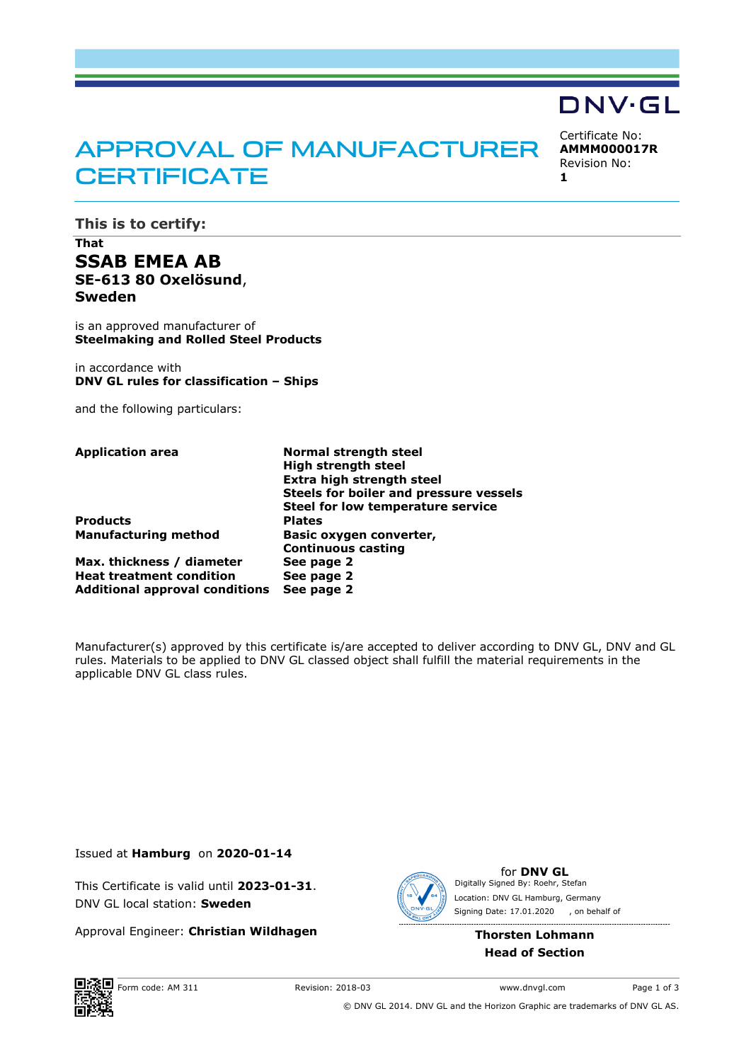DNV·GL

# APPROVAL OF MANUFACTURER CERTIFICATE

Certificate No:
**AMMM000017R**
Revision No:
**1**

## This is to certify:

**That**

**SSAB EMEA AB**
**SE-613 80 Oxelösund**,
**Sweden**

is an approved manufacturer of
**Steelmaking and Rolled Steel Products**

in accordance with
**DNV GL rules for classification – Ships**

and the following particulars:

| | |
|---|---|
| **Application area** | **Normal strength steel**<br>**High strength steel**<br>**Extra high strength steel**<br>**Steels for boiler and pressure vessels**<br>**Steel for low temperature service** |
| **Products** | **Plates** |
| **Manufacturing method** | **Basic oxygen converter,**<br>**Continuous casting** |
| **Max. thickness / diameter** | **See page 2** |
| **Heat treatment condition** | **See page 2** |
| **Additional approval conditions** | **See page 2** |

Manufacturer(s) approved by this certificate is/are accepted to deliver according to DNV GL, DNV and GL rules. Materials to be applied to DNV GL classed object shall fulfill the material requirements in the applicable DNV GL class rules.

Issued at **Hamburg** on **2020-01-14**

This Certificate is valid until **2023-01-31**.
DNV GL local station: **Sweden**

Approval Engineer: **Christian Wildhagen**

for **DNV GL**
Digitally Signed By: Roehr, Stefan
Location: DNV GL Hamburg, Germany
Signing Date: 17.01.2020 , on behalf of

**Thorsten Lohmann**
**Head of Section**

Form code: AM 311 Revision: 2018-03 www.dnvgl.com

© DNV GL 2014. DNV GL and the Horizon Graphic are trademarks of DNV GL AS.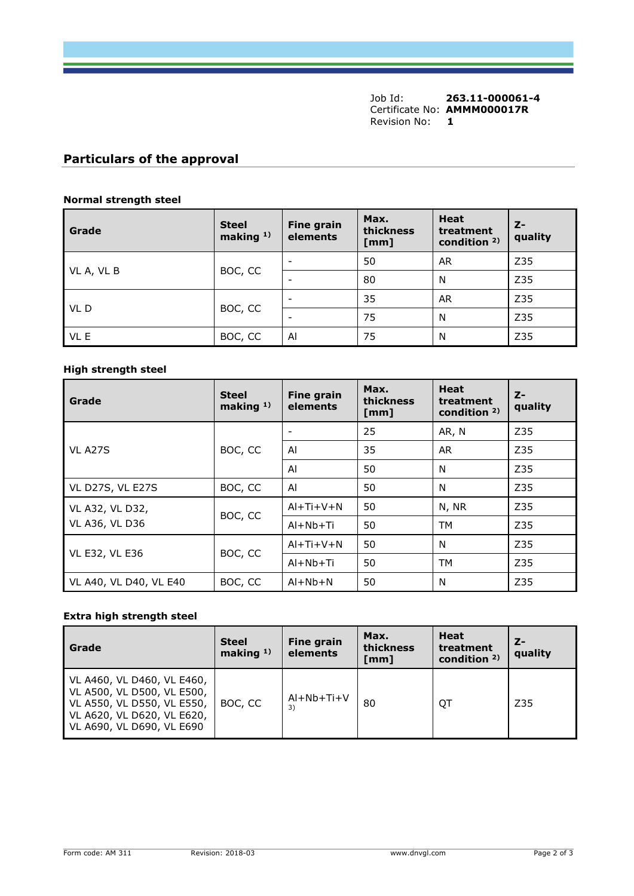Job Id: **263.11-000061-4**
Certificate No: **AMMM000017R**
Revision No: **1**

## Particulars of the approval

### Normal strength steel

| Grade | Steel making [1)] | Fine grain elements | Max. thickness [mm] | Heat treatment condition [2)] | Z-quality |
|---|---|---|---|---|---|
| VL A, VL B | BOC, CC | - | 50 | AR | Z35 |
| | | - | 80 | N | Z35 |
| VL D | BOC, CC | - | 35 | AR | Z35 |
| | | - | 75 | N | Z35 |
| VL E | BOC, CC | Al | 75 | N | Z35 |

### High strength steel

| Grade | Steel making [1)] | Fine grain elements | Max. thickness [mm] | Heat treatment condition [2)] | Z-quality |
|---|---|---|---|---|---|
| VL A27S | BOC, CC | - | 25 | AR, N | Z35 |
| | | Al | 35 | AR | Z35 |
| | | Al | 50 | N | Z35 |
| VL D27S, VL E27S | BOC, CC | Al | 50 | N | Z35 |
| VL A32, VL D32, VL A36, VL D36 | BOC, CC | Al+Ti+V+N | 50 | N, NR | Z35 |
| | | Al+Nb+Ti | 50 | TM | Z35 |
| VL E32, VL E36 | BOC, CC | Al+Ti+V+N | 50 | N | Z35 |
| | | Al+Nb+Ti | 50 | TM | Z35 |
| VL A40, VL D40, VL E40 | BOC, CC | Al+Nb+N | 50 | N | Z35 |

### Extra high strength steel

| Grade | Steel making [1)] | Fine grain elements | Max. thickness [mm] | Heat treatment condition [2)] | Z-quality |
|---|---|---|---|---|---|
| VL A460, VL D460, VL E460, VL A500, VL D500, VL E500, VL A550, VL D550, VL E550, VL A620, VL D620, VL E620, VL A690, VL D690, VL E690 | BOC, CC | Al+Nb+Ti+V [3)] | 80 | QT | Z35 |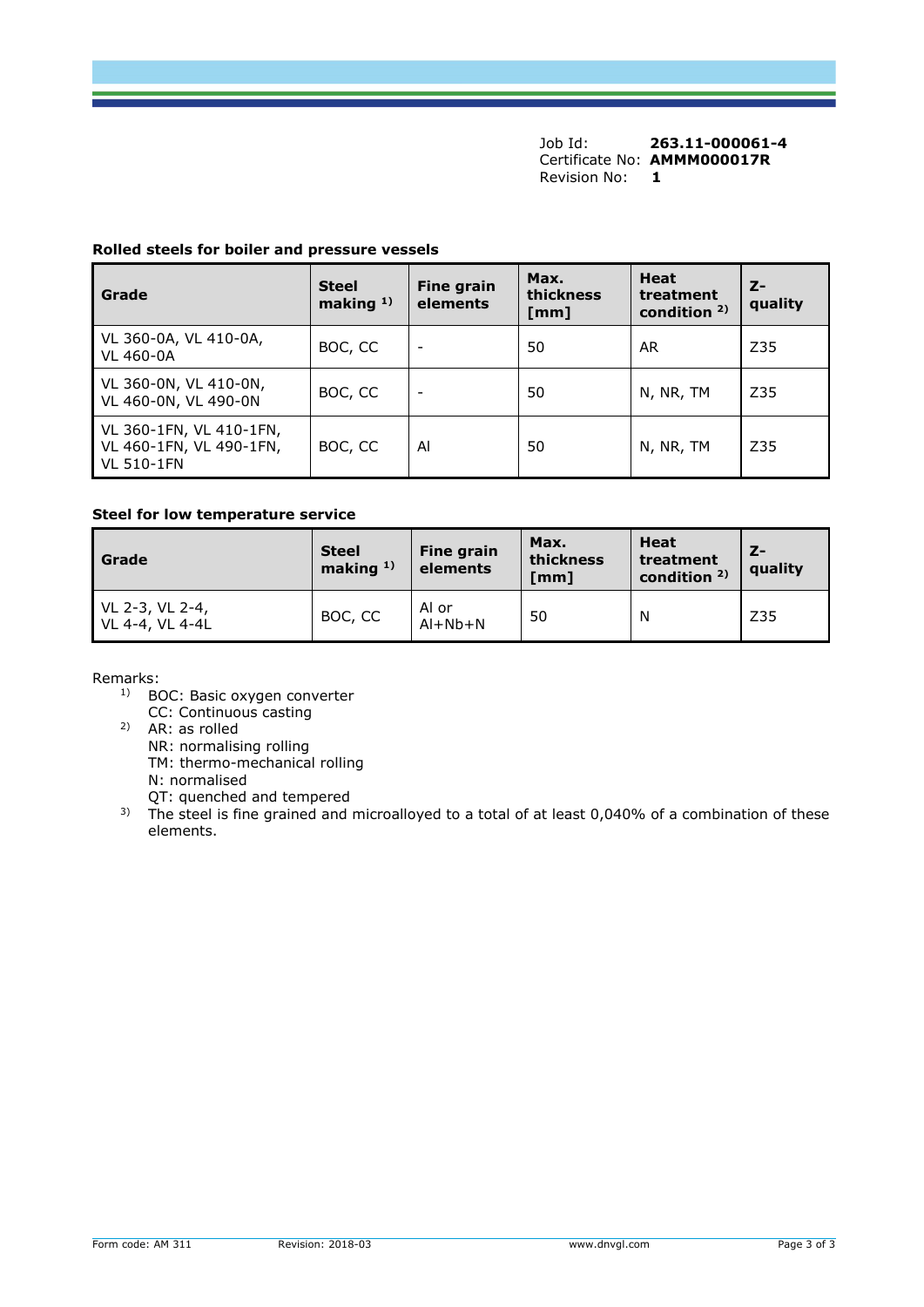Job Id: **263.11-000061-4**
Certificate No: **AMMM000017R**
Revision No: **1**

**Rolled steels for boiler and pressure vessels**

| Grade | Steel making [1)] | Fine grain elements | Max. thickness [mm] | Heat treatment condition [2)] | Z-quality |
|---|---|---|---|---|---|
| VL 360-0A, VL 410-0A, VL 460-0A | BOC, CC | - | 50 | AR | Z35 |
| VL 360-0N, VL 410-0N, VL 460-0N, VL 490-0N | BOC, CC | - | 50 | N, NR, TM | Z35 |
| VL 360-1FN, VL 410-1FN, VL 460-1FN, VL 490-1FN, VL 510-1FN | BOC, CC | Al | 50 | N, NR, TM | Z35 |

**Steel for low temperature service**

| Grade | Steel making [1)] | Fine grain elements | Max. thickness [mm] | Heat treatment condition [2)] | Z-quality |
|---|---|---|---|---|---|
| VL 2-3, VL 2-4, VL 4-4, VL 4-4L | BOC, CC | Al or Al+Nb+N | 50 | N | Z35 |

Remarks:

1) BOC: Basic oxygen converter
   CC: Continuous casting
2) AR: as rolled
   NR: normalising rolling
   TM: thermo-mechanical rolling
   N: normalised
   QT: quenched and tempered
3) The steel is fine grained and microalloyed to a total of at least 0,040% of a combination of these elements.